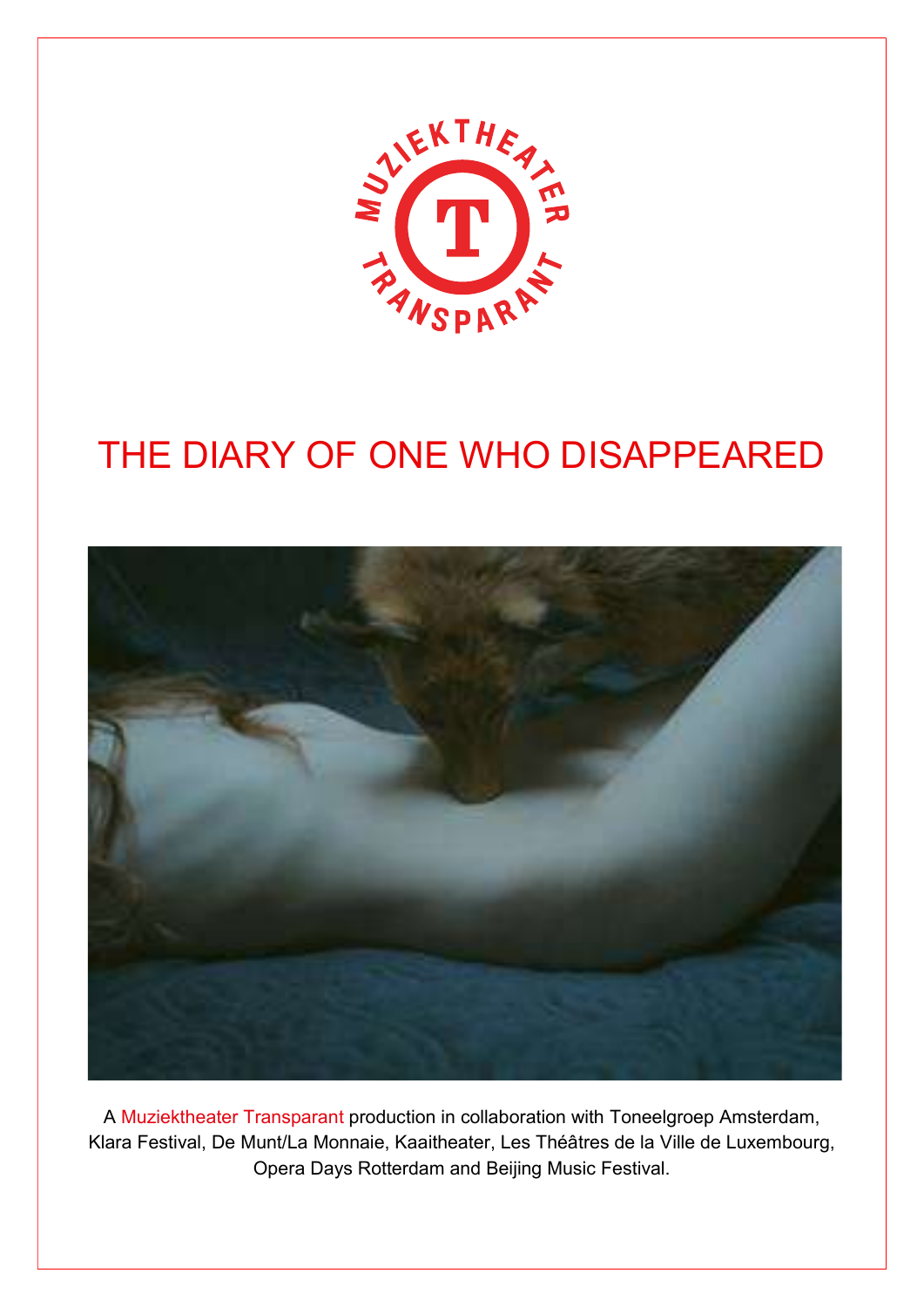MUZIEKTHEATER TRANSPARANT

# THE DIARY OF ONE WHO DISAPPEARED

A Muziektheater Transparant production in collaboration with Toneelgroep Amsterdam, Klara Festival, De Munt/La Monnaie, Kaaitheater, Les Théâtres de la Ville de Luxembourg, Opera Days Rotterdam and Beijing Music Festival.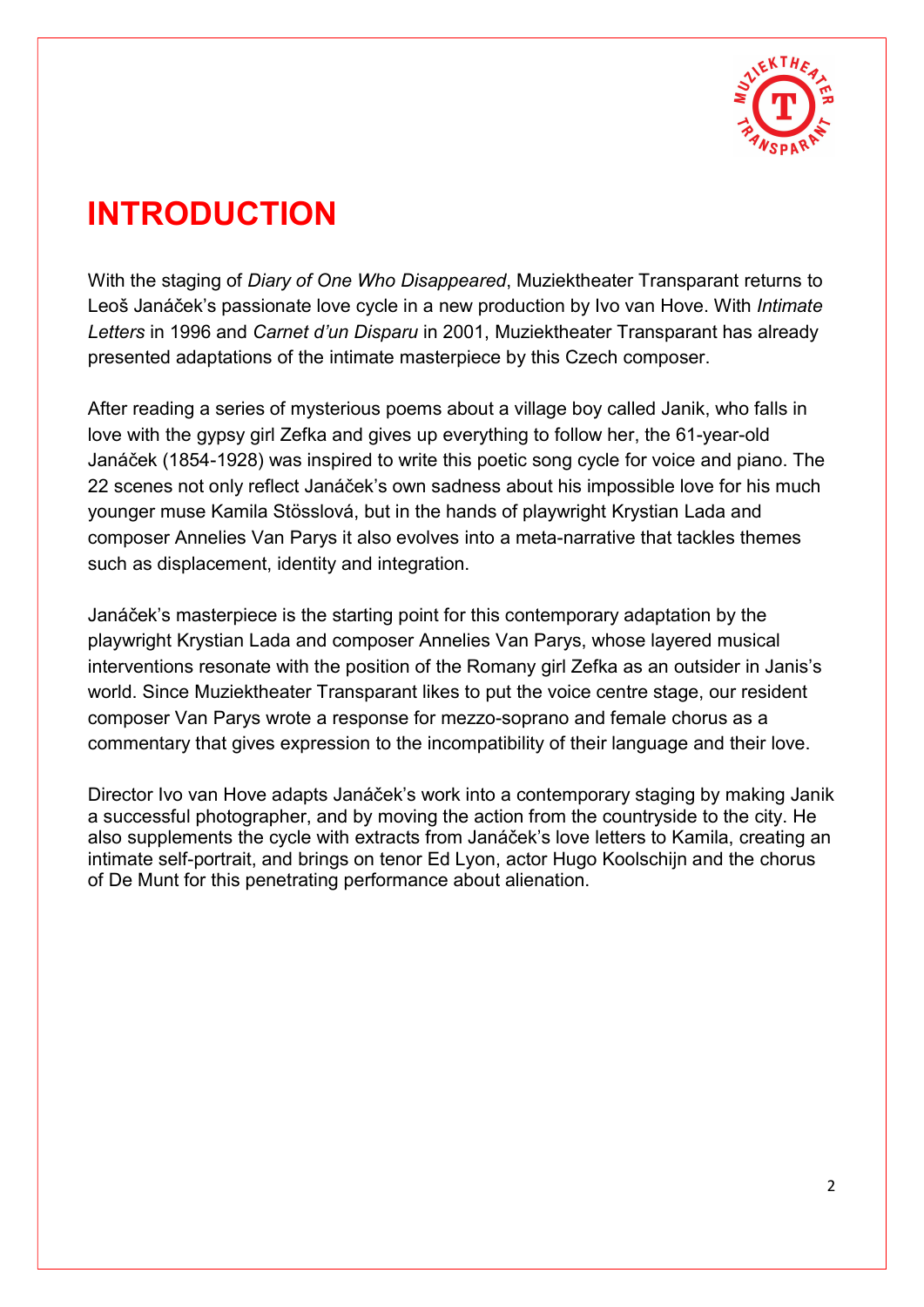# INTRODUCTION

With the staging of *Diary of One Who Disappeared*, Muziektheater Transparant returns to Leoš Janáček's passionate love cycle in a new production by Ivo van Hove. With *Intimate Letters* in 1996 and *Carnet d'un Disparu* in 2001, Muziektheater Transparant has already presented adaptations of the intimate masterpiece by this Czech composer.

After reading a series of mysterious poems about a village boy called Janik, who falls in love with the gypsy girl Zefka and gives up everything to follow her, the 61-year-old Janáček (1854-1928) was inspired to write this poetic song cycle for voice and piano. The 22 scenes not only reflect Janáček's own sadness about his impossible love for his much younger muse Kamila Stösslová, but in the hands of playwright Krystian Lada and composer Annelies Van Parys it also evolves into a meta-narrative that tackles themes such as displacement, identity and integration.

Janáček's masterpiece is the starting point for this contemporary adaptation by the playwright Krystian Lada and composer Annelies Van Parys, whose layered musical interventions resonate with the position of the Romany girl Zefka as an outsider in Janis's world. Since Muziektheater Transparant likes to put the voice centre stage, our resident composer Van Parys wrote a response for mezzo-soprano and female chorus as a commentary that gives expression to the incompatibility of their language and their love.

Director Ivo van Hove adapts Janáček's work into a contemporary staging by making Janik a successful photographer, and by moving the action from the countryside to the city. He also supplements the cycle with extracts from Janáček's love letters to Kamila, creating an intimate self-portrait, and brings on tenor Ed Lyon, actor Hugo Koolschijn and the chorus of De Munt for this penetrating performance about alienation.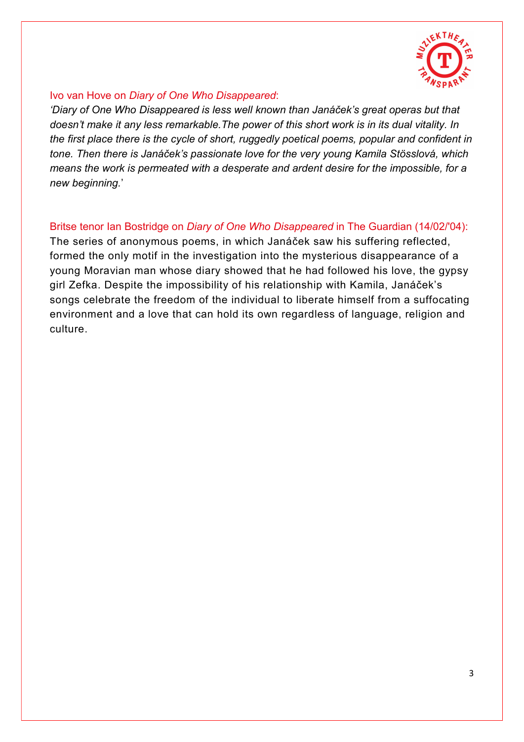Ivo van Hove on *Diary of One Who Disappeared*:

*'Diary of One Who Disappeared is less well known than Janáček's great operas but that doesn't make it any less remarkable.The power of this short work is in its dual vitality. In the first place there is the cycle of short, ruggedly poetical poems, popular and confident in tone. Then there is Janáček's passionate love for the very young Kamila Stösslová, which means the work is permeated with a desperate and ardent desire for the impossible, for a new beginning.*'

Britse tenor Ian Bostridge on *Diary of One Who Disappeared* in The Guardian (14/02/'04):

The series of anonymous poems, in which Janáček saw his suffering reflected, formed the only motif in the investigation into the mysterious disappearance of a young Moravian man whose diary showed that he had followed his love, the gypsy girl Zefka. Despite the impossibility of his relationship with Kamila, Janáček's songs celebrate the freedom of the individual to liberate himself from a suffocating environment and a love that can hold its own regardless of language, religion and culture.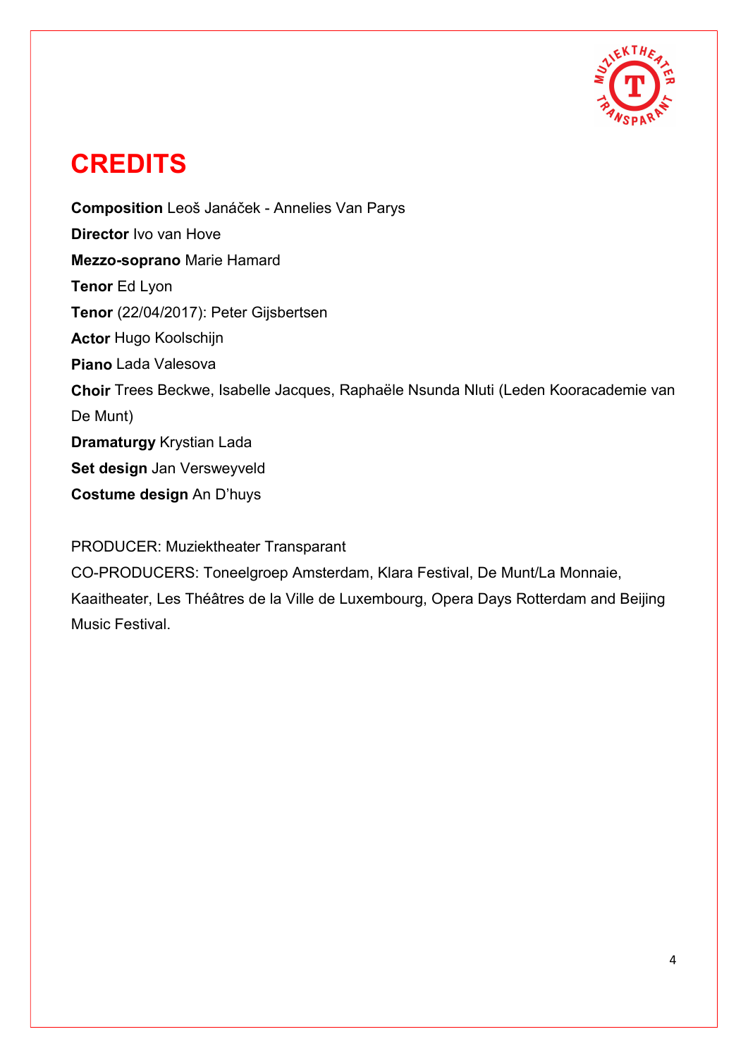# CREDITS

**Composition** Leoš Janáček - Annelies Van Parys

**Director** Ivo van Hove

**Mezzo-soprano** Marie Hamard

**Tenor** Ed Lyon

**Tenor** (22/04/2017): Peter Gijsbertsen

**Actor** Hugo Koolschijn

**Piano** Lada Valesova

**Choir** Trees Beckwe, Isabelle Jacques, Raphaële Nsunda Nluti (Leden Kooracademie van De Munt)

**Dramaturgy** Krystian Lada

**Set design** Jan Versweyveld

**Costume design** An D'huys

PRODUCER: Muziektheater Transparant

CO-PRODUCERS: Toneelgroep Amsterdam, Klara Festival, De Munt/La Monnaie, Kaaitheater, Les Théâtres de la Ville de Luxembourg, Opera Days Rotterdam and Beijing Music Festival.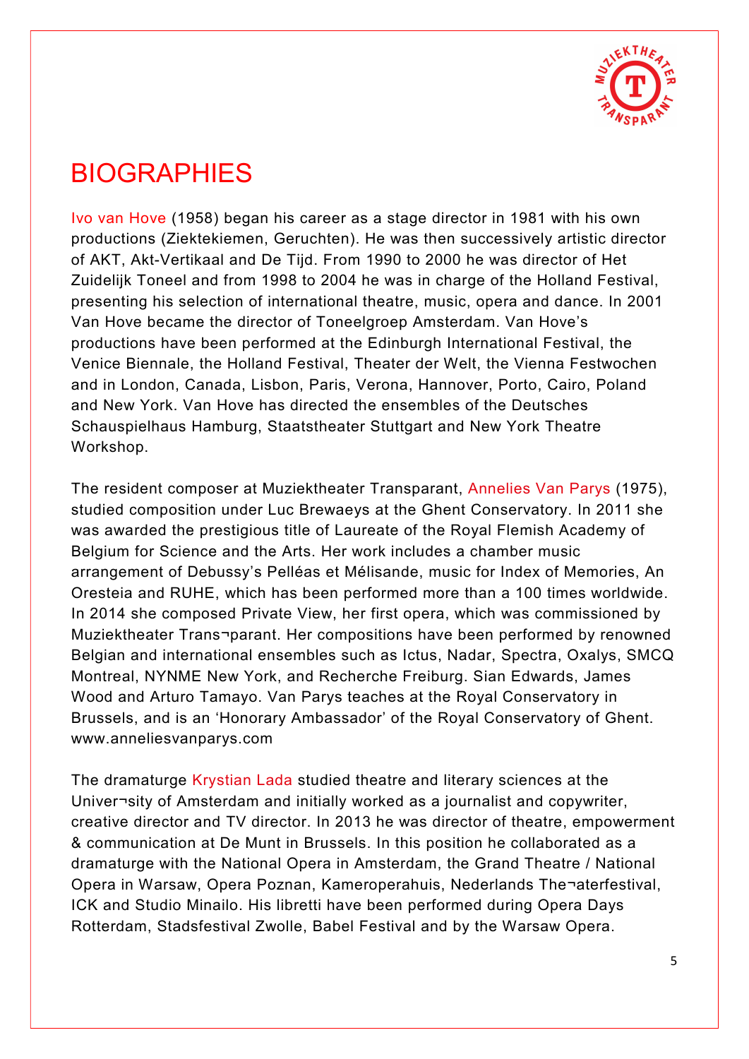# BIOGRAPHIES

Ivo van Hove (1958) began his career as a stage director in 1981 with his own productions (Ziektekiemen, Geruchten). He was then successively artistic director of AKT, Akt-Vertikaal and De Tijd. From 1990 to 2000 he was director of Het Zuidelijk Toneel and from 1998 to 2004 he was in charge of the Holland Festival, presenting his selection of international theatre, music, opera and dance. In 2001 Van Hove became the director of Toneelgroep Amsterdam. Van Hove's productions have been performed at the Edinburgh International Festival, the Venice Biennale, the Holland Festival, Theater der Welt, the Vienna Festwochen and in London, Canada, Lisbon, Paris, Verona, Hannover, Porto, Cairo, Poland and New York. Van Hove has directed the ensembles of the Deutsches Schauspielhaus Hamburg, Staatstheater Stuttgart and New York Theatre Workshop.

The resident composer at Muziektheater Transparant, Annelies Van Parys (1975), studied composition under Luc Brewaeys at the Ghent Conservatory. In 2011 she was awarded the prestigious title of Laureate of the Royal Flemish Academy of Belgium for Science and the Arts. Her work includes a chamber music arrangement of Debussy's Pelléas et Mélisande, music for Index of Memories, An Oresteia and RUHE, which has been performed more than a 100 times worldwide. In 2014 she composed Private View, her first opera, which was commissioned by Muziektheater Trans¬parant. Her compositions have been performed by renowned Belgian and international ensembles such as Ictus, Nadar, Spectra, Oxalys, SMCQ Montreal, NYNME New York, and Recherche Freiburg. Sian Edwards, James Wood and Arturo Tamayo. Van Parys teaches at the Royal Conservatory in Brussels, and is an 'Honorary Ambassador' of the Royal Conservatory of Ghent. www.anneliesvanparys.com

The dramaturge Krystian Lada studied theatre and literary sciences at the Univer¬sity of Amsterdam and initially worked as a journalist and copywriter, creative director and TV director. In 2013 he was director of theatre, empowerment & communication at De Munt in Brussels. In this position he collaborated as a dramaturge with the National Opera in Amsterdam, the Grand Theatre / National Opera in Warsaw, Opera Poznan, Kameroperahuis, Nederlands The¬aterfestival, ICK and Studio Minailo. His libretti have been performed during Opera Days Rotterdam, Stadsfestival Zwolle, Babel Festival and by the Warsaw Opera.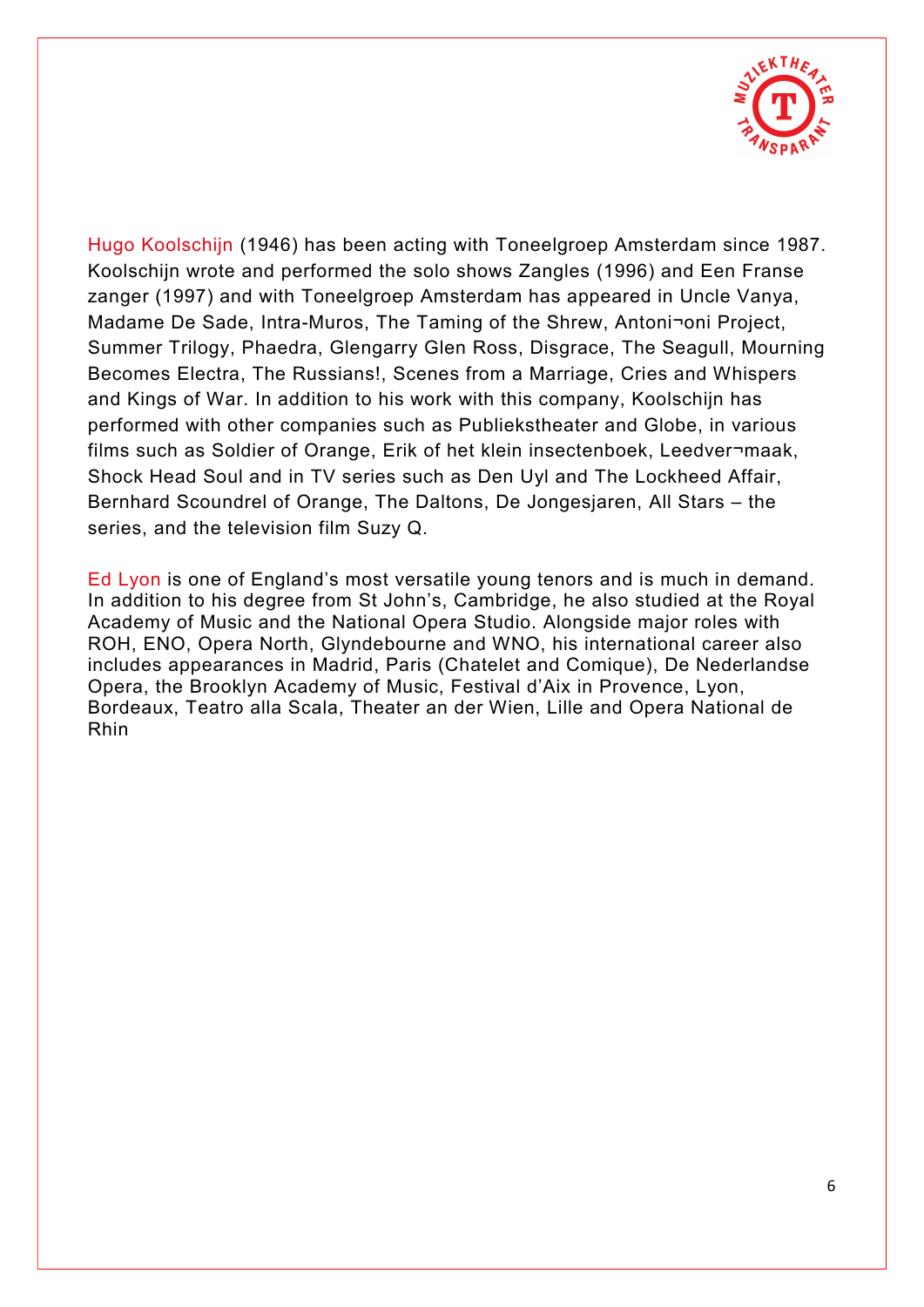Hugo Koolschijn (1946) has been acting with Toneelgroep Amsterdam since 1987. Koolschijn wrote and performed the solo shows Zangles (1996) and Een Franse zanger (1997) and with Toneelgroep Amsterdam has appeared in Uncle Vanya, Madame De Sade, Intra-Muros, The Taming of the Shrew, Antoni¬oni Project, Summer Trilogy, Phaedra, Glengarry Glen Ross, Disgrace, The Seagull, Mourning Becomes Electra, The Russians!, Scenes from a Marriage, Cries and Whispers and Kings of War. In addition to his work with this company, Koolschijn has performed with other companies such as Publiekstheater and Globe, in various films such as Soldier of Orange, Erik of het klein insectenboek, Leedver¬maak, Shock Head Soul and in TV series such as Den Uyl and The Lockheed Affair, Bernhard Scoundrel of Orange, The Daltons, De Jongesjaren, All Stars – the series, and the television film Suzy Q.

Ed Lyon is one of England's most versatile young tenors and is much in demand. In addition to his degree from St John's, Cambridge, he also studied at the Royal Academy of Music and the National Opera Studio. Alongside major roles with ROH, ENO, Opera North, Glyndebourne and WNO, his international career also includes appearances in Madrid, Paris (Chatelet and Comique), De Nederlandse Opera, the Brooklyn Academy of Music, Festival d'Aix in Provence, Lyon, Bordeaux, Teatro alla Scala, Theater an der Wien, Lille and Opera National de Rhin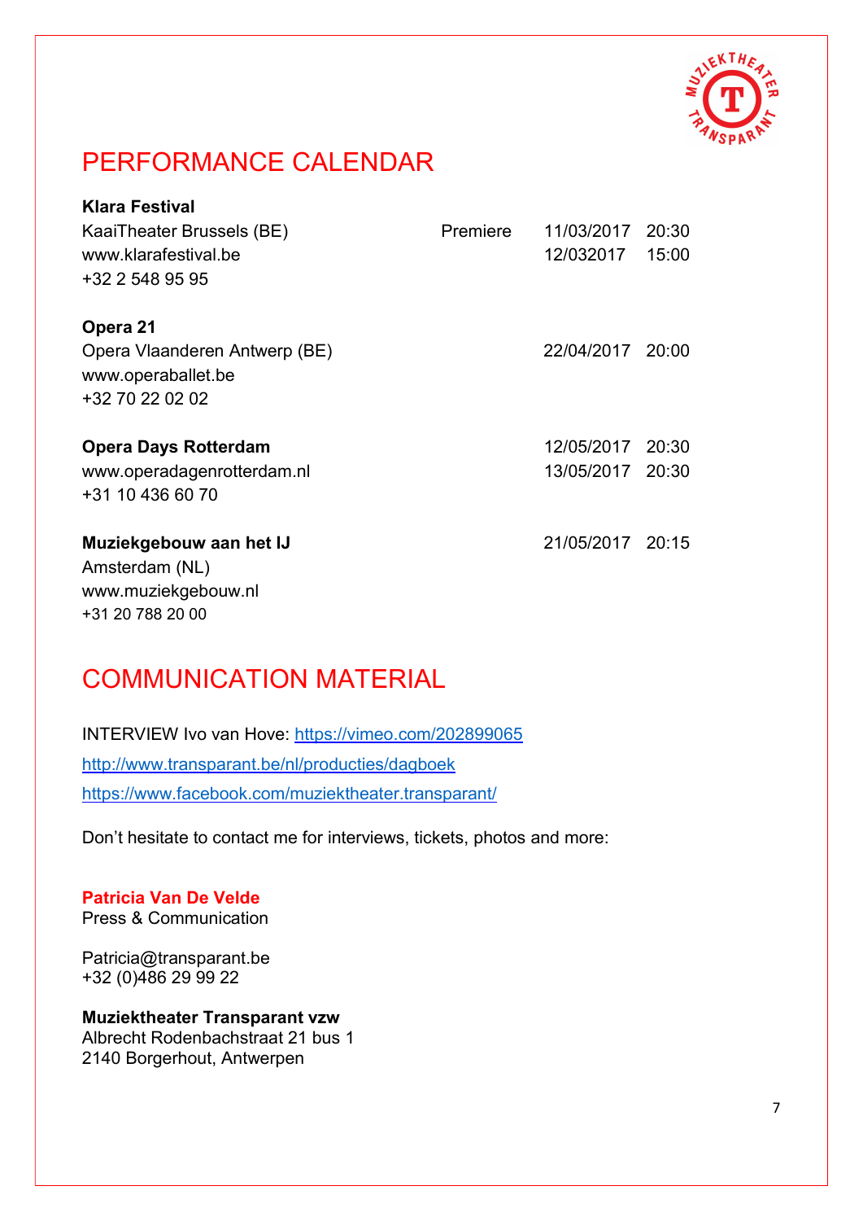## PERFORMANCE CALENDAR

| | | | |
|---|---|---|---|
| **Klara Festival** | | | |
| KaaiTheater Brussels (BE) | Premiere | 11/03/2017 | 20:30 |
| www.klarafestival.be | | 12/032017 | 15:00 |
| +32 2 548 95 95 | | | |
| **Opera 21** | | | |
| Opera Vlaanderen Antwerp (BE) | | 22/04/2017 | 20:00 |
| www.operaballet.be | | | |
| +32 70 22 02 02 | | | |
| **Opera Days Rotterdam** | | 12/05/2017 | 20:30 |
| www.operadagenrotterdam.nl | | 13/05/2017 | 20:30 |
| +31 10 436 60 70 | | | |
| **Muziekgebouw aan het IJ** | | 21/05/2017 | 20:15 |
| Amsterdam (NL) | | | |
| www.muziekgebouw.nl | | | |
| +31 20 788 20 00 | | | |

## COMMUNICATION MATERIAL

INTERVIEW Ivo van Hove: https://vimeo.com/202899065

http://www.transparant.be/nl/producties/dagboek

https://www.facebook.com/muziektheater.transparant/

Don’t hesitate to contact me for interviews, tickets, photos and more:

**Patricia Van De Velde**
Press & Communication

Patricia@transparant.be
+32 (0)486 29 99 22

**Muziektheater Transparant vzw**
Albrecht Rodenbachstraat 21 bus 1
2140 Borgerhout, Antwerpen